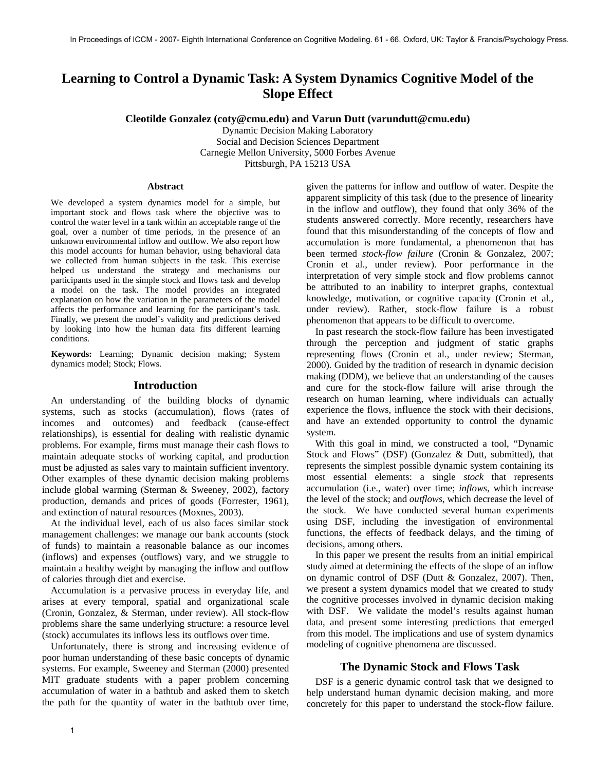In Proceedings of ICCM - 2007- Eighth International Conference on Cognitive Modeling. 61 - 66. Oxford, UK: Taylor & Francis/Psychology Press.

# Learning to Control a Dynamic Task: A System Dynamics Cognitive Model of the Slope Effect

**Cleotilde Gonzalez (coty@cmu.edu) and Varun Dutt (varundutt@cmu.edu)**

Dynamic Decision Making Laboratory
Social and Decision Sciences Department
Carnegie Mellon University, 5000 Forbes Avenue
Pittsburgh, PA 15213 USA

## Abstract

We developed a system dynamics model for a simple, but important stock and flows task where the objective was to control the water level in a tank within an acceptable range of the goal, over a number of time periods, in the presence of an unknown environmental inflow and outflow. We also report how this model accounts for human behavior, using behavioral data we collected from human subjects in the task. This exercise helped us understand the strategy and mechanisms our participants used in the simple stock and flows task and develop a model on the task. The model provides an integrated explanation on how the variation in the parameters of the model affects the performance and learning for the participant's task. Finally, we present the model's validity and predictions derived by looking into how the human data fits different learning conditions.

**Keywords:** Learning; Dynamic decision making; System dynamics model; Stock; Flows.

## Introduction

An understanding of the building blocks of dynamic systems, such as stocks (accumulation), flows (rates of incomes and outcomes) and feedback (cause-effect relationships), is essential for dealing with realistic dynamic problems. For example, firms must manage their cash flows to maintain adequate stocks of working capital, and production must be adjusted as sales vary to maintain sufficient inventory. Other examples of these dynamic decision making problems include global warming (Sterman & Sweeney, 2002), factory production, demands and prices of goods (Forrester, 1961), and extinction of natural resources (Moxnes, 2003).

At the individual level, each of us also faces similar stock management challenges: we manage our bank accounts (stock of funds) to maintain a reasonable balance as our incomes (inflows) and expenses (outflows) vary, and we struggle to maintain a healthy weight by managing the inflow and outflow of calories through diet and exercise.

Accumulation is a pervasive process in everyday life, and arises at every temporal, spatial and organizational scale (Cronin, Gonzalez, & Sterman, under review). All stock-flow problems share the same underlying structure: a resource level (stock) accumulates its inflows less its outflows over time.

Unfortunately, there is strong and increasing evidence of poor human understanding of these basic concepts of dynamic systems. For example, Sweeney and Sterman (2000) presented MIT graduate students with a paper problem concerning accumulation of water in a bathtub and asked them to sketch the path for the quantity of water in the bathtub over time, given the patterns for inflow and outflow of water. Despite the apparent simplicity of this task (due to the presence of linearity in the inflow and outflow), they found that only 36% of the students answered correctly. More recently, researchers have found that this misunderstanding of the concepts of flow and accumulation is more fundamental, a phenomenon that has been termed *stock-flow failure* (Cronin & Gonzalez, 2007; Cronin et al., under review). Poor performance in the interpretation of very simple stock and flow problems cannot be attributed to an inability to interpret graphs, contextual knowledge, motivation, or cognitive capacity (Cronin et al., under review). Rather, stock-flow failure is a robust phenomenon that appears to be difficult to overcome.

In past research the stock-flow failure has been investigated through the perception and judgment of static graphs representing flows (Cronin et al., under review; Sterman, 2000). Guided by the tradition of research in dynamic decision making (DDM), we believe that an understanding of the causes and cure for the stock-flow failure will arise through the research on human learning, where individuals can actually experience the flows, influence the stock with their decisions, and have an extended opportunity to control the dynamic system.

With this goal in mind, we constructed a tool, "Dynamic Stock and Flows" (DSF) (Gonzalez & Dutt, submitted), that represents the simplest possible dynamic system containing its most essential elements: a single *stock* that represents accumulation (i.e., water) over time; *inflows*, which increase the level of the stock; and *outflows*, which decrease the level of the stock. We have conducted several human experiments using DSF, including the investigation of environmental functions, the effects of feedback delays, and the timing of decisions, among others.

In this paper we present the results from an initial empirical study aimed at determining the effects of the slope of an inflow on dynamic control of DSF (Dutt & Gonzalez, 2007). Then, we present a system dynamics model that we created to study the cognitive processes involved in dynamic decision making with DSF. We validate the model's results against human data, and present some interesting predictions that emerged from this model. The implications and use of system dynamics modeling of cognitive phenomena are discussed.

## The Dynamic Stock and Flows Task

DSF is a generic dynamic control task that we designed to help understand human dynamic decision making, and more concretely for this paper to understand the stock-flow failure.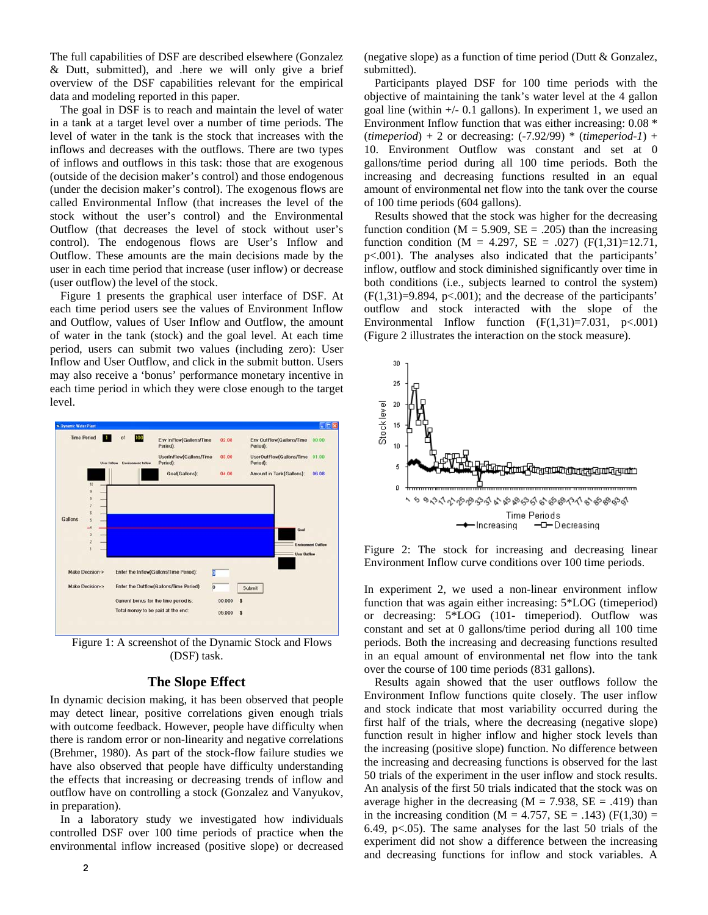The full capabilities of DSF are described elsewhere (Gonzalez & Dutt, submitted), and .here we will only give a brief overview of the DSF capabilities relevant for the empirical data and modeling reported in this paper.

The goal in DSF is to reach and maintain the level of water in a tank at a target level over a number of time periods. The level of water in the tank is the stock that increases with the inflows and decreases with the outflows. There are two types of inflows and outflows in this task: those that are exogenous (outside of the decision maker's control) and those endogenous (under the decision maker's control). The exogenous flows are called Environmental Inflow (that increases the level of the stock without the user's control) and the Environmental Outflow (that decreases the level of stock without user's control). The endogenous flows are User's Inflow and Outflow. These amounts are the main decisions made by the user in each time period that increase (user inflow) or decrease (user outflow) the level of the stock.

Figure 1 presents the graphical user interface of DSF. At each time period users see the values of Environment Inflow and Outflow, values of User Inflow and Outflow, the amount of water in the tank (stock) and the goal level. At each time period, users can submit two values (including zero): User Inflow and User Outflow, and click in the submit button. Users may also receive a 'bonus' performance monetary incentive in each time period in which they were close enough to the target level.

Figure 1: A screenshot of the Dynamic Stock and Flows (DSF) task.

## The Slope Effect

In dynamic decision making, it has been observed that people may detect linear, positive correlations given enough trials with outcome feedback. However, people have difficulty when there is random error or non-linearity and negative correlations (Brehmer, 1980). As part of the stock-flow failure studies we have also observed that people have difficulty understanding the effects that increasing or decreasing trends of inflow and outflow have on controlling a stock (Gonzalez and Vanyukov, in preparation).

In a laboratory study we investigated how individuals controlled DSF over 100 time periods of practice when the environmental inflow increased (positive slope) or decreased (negative slope) as a function of time period (Dutt & Gonzalez, submitted).

Participants played DSF for 100 time periods with the objective of maintaining the tank's water level at the 4 gallon goal line (within +/- 0.1 gallons). In experiment 1, we used an Environment Inflow function that was either increasing: $0.08 * (timeperiod) + 2$ or decreasing: $(-7.92/99) * (timeperiod-1) + 10$. Environment Outflow was constant and set at 0 gallons/time period during all 100 time periods. Both the increasing and decreasing functions resulted in an equal amount of environmental net flow into the tank over the course of 100 time periods (604 gallons).

Results showed that the stock was higher for the decreasing function condition (M = 5.909, SE = .205) than the increasing function condition (M = 4.297, SE = .027) ($F(1,31)=12.71$, $p<.001$). The analyses also indicated that the participants' inflow, outflow and stock diminished significantly over time in both conditions (i.e., subjects learned to control the system) ($F(1,31)=9.894$, $p<.001$); and the decrease of the participants' outflow and stock interacted with the slope of the Environmental Inflow function ($F(1,31)=7.031$, $p<.001$) (Figure 2 illustrates the interaction on the stock measure).

Figure 2: The stock for increasing and decreasing linear Environment Inflow curve conditions over 100 time periods.

In experiment 2, we used a non-linear environment inflow function that was again either increasing: 5*LOG (timeperiod) or decreasing: 5*LOG (101- timeperiod). Outflow was constant and set at 0 gallons/time period during all 100 time periods. Both the increasing and decreasing functions resulted in an equal amount of environmental net flow into the tank over the course of 100 time periods (831 gallons).

Results again showed that the user outflows follow the Environment Inflow functions quite closely. The user inflow and stock indicate that most variability occurred during the first half of the trials, where the decreasing (negative slope) function result in higher inflow and higher stock levels than the increasing (positive slope) function. No difference between the increasing and decreasing functions is observed for the last 50 trials of the experiment in the user inflow and stock results. An analysis of the first 50 trials indicated that the stock was on average higher in the decreasing (M = 7.938, SE = .419) than in the increasing condition (M = 4.757, SE = .143) ($F(1,30) = 6.49$, $p<.05$). The same analyses for the last 50 trials of the experiment did not show a difference between the increasing and decreasing functions for inflow and stock variables. A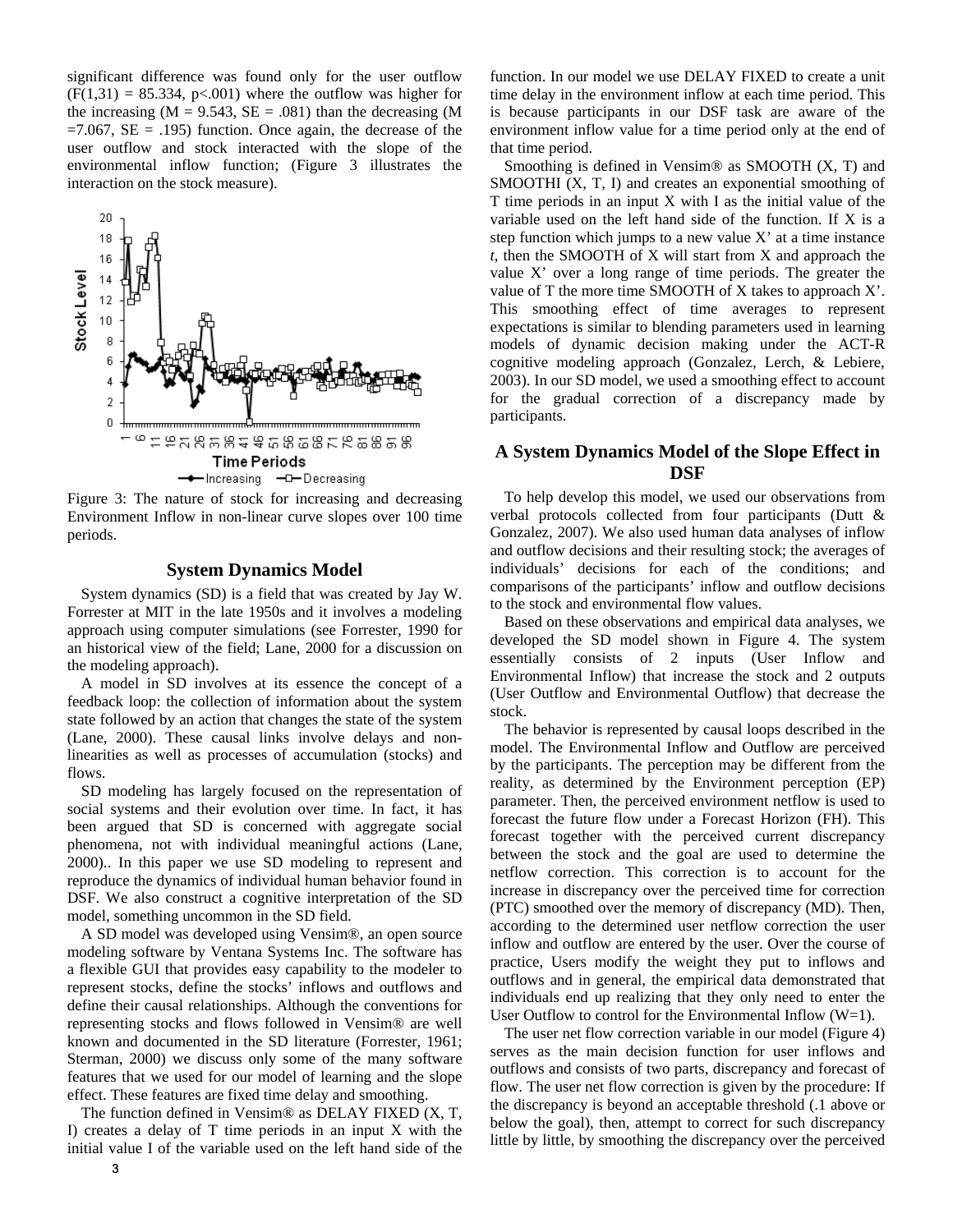significant difference was found only for the user outflow ($F(1,31) = 85.334$, $p<.001$) where the outflow was higher for the increasing ($M = 9.543$, $SE = .081$) than the decreasing ($M = 7.067$, $SE = .195$) function. Once again, the decrease of the user outflow and stock interacted with the slope of the environmental inflow function; (Figure 3 illustrates the interaction on the stock measure).

Figure 3: The nature of stock for increasing and decreasing Environment Inflow in non-linear curve slopes over 100 time periods.

## System Dynamics Model

System dynamics (SD) is a field that was created by Jay W. Forrester at MIT in the late 1950s and it involves a modeling approach using computer simulations (see Forrester, 1990 for an historical view of the field; Lane, 2000 for a discussion on the modeling approach).

A model in SD involves at its essence the concept of a feedback loop: the collection of information about the system state followed by an action that changes the state of the system (Lane, 2000). These causal links involve delays and non-linearities as well as processes of accumulation (stocks) and flows.

SD modeling has largely focused on the representation of social systems and their evolution over time. In fact, it has been argued that SD is concerned with aggregate social phenomena, not with individual meaningful actions (Lane, 2000).. In this paper we use SD modeling to represent and reproduce the dynamics of individual human behavior found in DSF. We also construct a cognitive interpretation of the SD model, something uncommon in the SD field.

A SD model was developed using Vensim®, an open source modeling software by Ventana Systems Inc. The software has a flexible GUI that provides easy capability to the modeler to represent stocks, define the stocks' inflows and outflows and define their causal relationships. Although the conventions for representing stocks and flows followed in Vensim® are well known and documented in the SD literature (Forrester, 1961; Sterman, 2000) we discuss only some of the many software features that we used for our model of learning and the slope effect. These features are fixed time delay and smoothing.

The function defined in Vensim® as DELAY FIXED (X, T, I) creates a delay of T time periods in an input X with the initial value I of the variable used on the left hand side of the function. In our model we use DELAY FIXED to create a unit time delay in the environment inflow at each time period. This is because participants in our DSF task are aware of the environment inflow value for a time period only at the end of that time period.

Smoothing is defined in Vensim® as SMOOTH (X, T) and SMOOTHI (X, T, I) and creates an exponential smoothing of T time periods in an input X with I as the initial value of the variable used on the left hand side of the function. If X is a step function which jumps to a new value X' at a time instance *t*, then the SMOOTH of X will start from X and approach the value X' over a long range of time periods. The greater the value of T the more time SMOOTH of X takes to approach X'. This smoothing effect of time averages to represent expectations is similar to blending parameters used in learning models of dynamic decision making under the ACT-R cognitive modeling approach (Gonzalez, Lerch, & Lebiere, 2003). In our SD model, we used a smoothing effect to account for the gradual correction of a discrepancy made by participants.

## A System Dynamics Model of the Slope Effect in DSF

To help develop this model, we used our observations from verbal protocols collected from four participants (Dutt & Gonzalez, 2007). We also used human data analyses of inflow and outflow decisions and their resulting stock; the averages of individuals' decisions for each of the conditions; and comparisons of the participants' inflow and outflow decisions to the stock and environmental flow values.

Based on these observations and empirical data analyses, we developed the SD model shown in Figure 4. The system essentially consists of 2 inputs (User Inflow and Environmental Inflow) that increase the stock and 2 outputs (User Outflow and Environmental Outflow) that decrease the stock.

The behavior is represented by causal loops described in the model. The Environmental Inflow and Outflow are perceived by the participants. The perception may be different from the reality, as determined by the Environment perception (EP) parameter. Then, the perceived environment netflow is used to forecast the future flow under a Forecast Horizon (FH). This forecast together with the perceived current discrepancy between the stock and the goal are used to determine the netflow correction. This correction is to account for the increase in discrepancy over the perceived time for correction (PTC) smoothed over the memory of discrepancy (MD). Then, according to the determined user netflow correction the user inflow and outflow are entered by the user. Over the course of practice, Users modify the weight they put to inflows and outflows and in general, the empirical data demonstrated that individuals end up realizing that they only need to enter the User Outflow to control for the Environmental Inflow (W=1).

The user net flow correction variable in our model (Figure 4) serves as the main decision function for user inflows and outflows and consists of two parts, discrepancy and forecast of flow. The user net flow correction is given by the procedure: If the discrepancy is beyond an acceptable threshold (.1 above or below the goal), then, attempt to correct for such discrepancy little by little, by smoothing the discrepancy over the perceived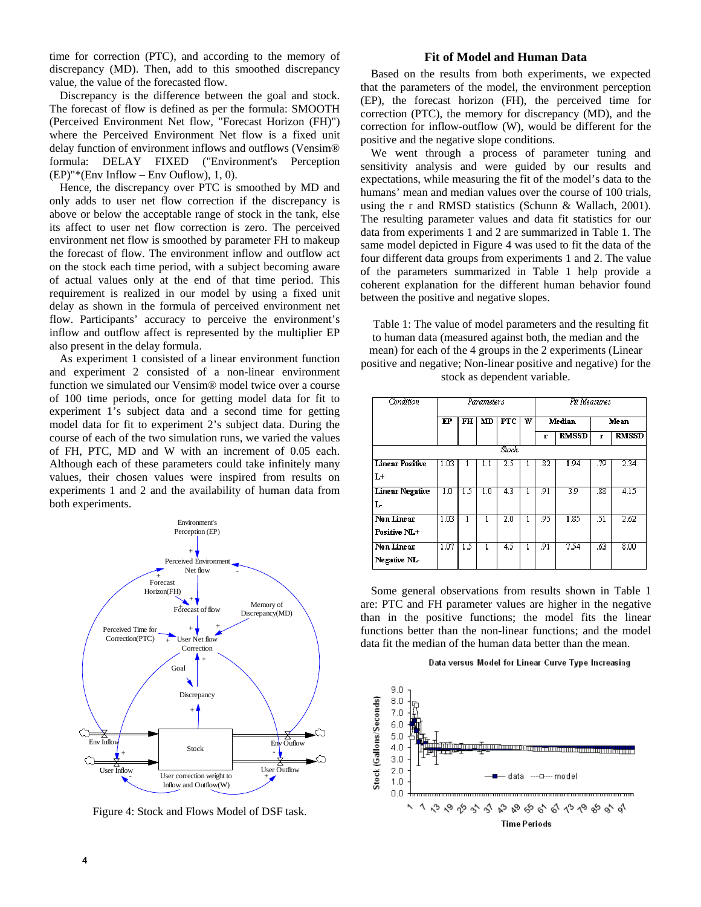time for correction (PTC), and according to the memory of discrepancy (MD). Then, add to this smoothed discrepancy value, the value of the forecasted flow.

Discrepancy is the difference between the goal and stock. The forecast of flow is defined as per the formula: SMOOTH (Perceived Environment Net flow, "Forecast Horizon (FH)") where the Perceived Environment Net flow is a fixed unit delay function of environment inflows and outflows (Vensim® formula: DELAY FIXED ("Environment's Perception (EP)"*(Env Inflow – Env Ouflow), 1, 0).

Hence, the discrepancy over PTC is smoothed by MD and only adds to user net flow correction if the discrepancy is above or below the acceptable range of stock in the tank, else its affect to user net flow correction is zero. The perceived environment net flow is smoothed by parameter FH to makeup the forecast of flow. The environment inflow and outflow act on the stock each time period, with a subject becoming aware of actual values only at the end of that time period. This requirement is realized in our model by using a fixed unit delay as shown in the formula of perceived environment net flow. Participants' accuracy to perceive the environment's inflow and outflow affect is represented by the multiplier EP also present in the delay formula.

As experiment 1 consisted of a linear environment function and experiment 2 consisted of a non-linear environment function we simulated our Vensim® model twice over a course of 100 time periods, once for getting model data for fit to experiment 1's subject data and a second time for getting model data for fit to experiment 2's subject data. During the course of each of the two simulation runs, we varied the values of FH, PTC, MD and W with an increment of 0.05 each. Although each of these parameters could take infinitely many values, their chosen values were inspired from results on experiments 1 and 2 and the availability of human data from both experiments.

Figure 4: Stock and Flows Model of DSF task.

## Fit of Model and Human Data

Based on the results from both experiments, we expected that the parameters of the model, the environment perception (EP), the forecast horizon (FH), the perceived time for correction (PTC), the memory for discrepancy (MD), and the correction for inflow-outflow (W), would be different for the positive and the negative slope conditions.

We went through a process of parameter tuning and sensitivity analysis and were guided by our results and expectations, while measuring the fit of the model's data to the humans' mean and median values over the course of 100 trials, using the r and RMSD statistics (Schunn & Wallach, 2001). The resulting parameter values and data fit statistics for our data from experiments 1 and 2 are summarized in Table 1. The same model depicted in Figure 4 was used to fit the data of the four different data groups from experiments 1 and 2. The value of the parameters summarized in Table 1 help provide a coherent explanation for the different human behavior found between the positive and negative slopes.

Table 1: The value of model parameters and the resulting fit to human data (measured against both, the median and the mean) for each of the 4 groups in the 2 experiments (Linear positive and negative; Non-linear positive and negative) for the stock as dependent variable.

| Condition | Parameters | | | | | Fit Measures | | | |
|---|---|---|---|---|---|---|---|---|---|
| | EP | FH | MD | PTC | W | Median | | Mean | |
| | | | | | | r | RMSSD | r | RMSSD |
| *Stock* | | | | | | | | | |
| **Linear Positive L+** | 1.03 | 1 | 1.1 | 2.5 | 1 | .82 | 1.94 | .79 | 2.34 |
| **Linear Negative L-** | 1.0 | 1.5 | 1.0 | 4.3 | 1 | .91 | 3.9 | .88 | 4.15 |
| **Non Linear Positive NL+** | 1.03 | 1 | 1 | 2.0 | 1 | .95 | 1.85 | .51 | 2.62 |
| **Non Linear Negative NL-** | 1.07 | 1.5 | 1 | 4.5 | 1 | .91 | 7.54 | .63 | 8.00 |

Some general observations from results shown in Table 1 are: PTC and FH parameter values are higher in the negative than in the positive functions; the model fits the linear functions better than the non-linear functions; and the model data fit the median of the human data better than the mean.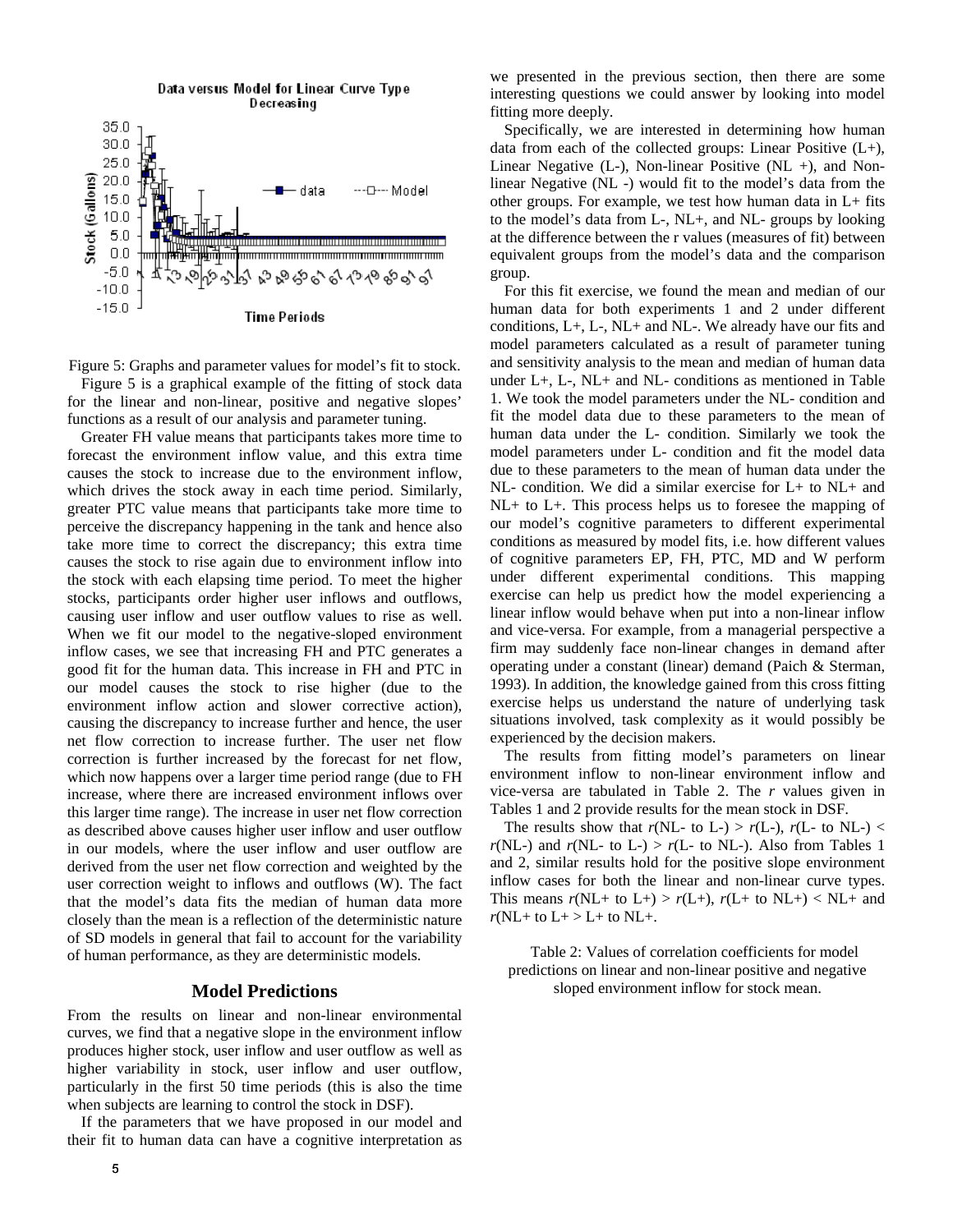Figure 5: Graphs and parameter values for model's fit to stock.

Figure 5 is a graphical example of the fitting of stock data for the linear and non-linear, positive and negative slopes' functions as a result of our analysis and parameter tuning.

Greater FH value means that participants takes more time to forecast the environment inflow value, and this extra time causes the stock to increase due to the environment inflow, which drives the stock away in each time period. Similarly, greater PTC value means that participants take more time to perceive the discrepancy happening in the tank and hence also take more time to correct the discrepancy; this extra time causes the stock to rise again due to environment inflow into the stock with each elapsing time period. To meet the higher stocks, participants order higher user inflows and outflows, causing user inflow and user outflow values to rise as well. When we fit our model to the negative-sloped environment inflow cases, we see that increasing FH and PTC generates a good fit for the human data. This increase in FH and PTC in our model causes the stock to rise higher (due to the environment inflow action and slower corrective action), causing the discrepancy to increase further and hence, the user net flow correction to increase further. The user net flow correction is further increased by the forecast for net flow, which now happens over a larger time period range (due to FH increase, where there are increased environment inflows over this larger time range). The increase in user net flow correction as described above causes higher user inflow and user outflow in our models, where the user inflow and user outflow are derived from the user net flow correction and weighted by the user correction weight to inflows and outflows (W). The fact that the model's data fits the median of human data more closely than the mean is a reflection of the deterministic nature of SD models in general that fail to account for the variability of human performance, as they are deterministic models.

## Model Predictions

From the results on linear and non-linear environmental curves, we find that a negative slope in the environment inflow produces higher stock, user inflow and user outflow as well as higher variability in stock, user inflow and user outflow, particularly in the first 50 time periods (this is also the time when subjects are learning to control the stock in DSF).

If the parameters that we have proposed in our model and their fit to human data can have a cognitive interpretation as we presented in the previous section, then there are some interesting questions we could answer by looking into model fitting more deeply.

Specifically, we are interested in determining how human data from each of the collected groups: Linear Positive (L+), Linear Negative (L-), Non-linear Positive (NL +), and Non-linear Negative (NL -) would fit to the model's data from the other groups. For example, we test how human data in L+ fits to the model's data from L-, NL+, and NL- groups by looking at the difference between the r values (measures of fit) between equivalent groups from the model's data and the comparison group.

For this fit exercise, we found the mean and median of our human data for both experiments 1 and 2 under different conditions, L+, L-, NL+ and NL-. We already have our fits and model parameters calculated as a result of parameter tuning and sensitivity analysis to the mean and median of human data under L+, L-, NL+ and NL- conditions as mentioned in Table 1. We took the model parameters under the NL- condition and fit the model data due to these parameters to the mean of human data under the L- condition. Similarly we took the model parameters under L- condition and fit the model data due to these parameters to the mean of human data under the NL- condition. We did a similar exercise for L+ to NL+ and NL+ to L+. This process helps us to foresee the mapping of our model's cognitive parameters to different experimental conditions as measured by model fits, i.e. how different values of cognitive parameters EP, FH, PTC, MD and W perform under different experimental conditions. This mapping exercise can help us predict how the model experiencing a linear inflow would behave when put into a non-linear inflow and vice-versa. For example, from a managerial perspective a firm may suddenly face non-linear changes in demand after operating under a constant (linear) demand (Paich & Sterman, 1993). In addition, the knowledge gained from this cross fitting exercise helps us understand the nature of underlying task situations involved, task complexity as it would possibly be experienced by the decision makers.

The results from fitting model's parameters on linear environment inflow to non-linear environment inflow and vice-versa are tabulated in Table 2. The *r* values given in Tables 1 and 2 provide results for the mean stock in DSF.

The results show that *r*(NL- to L-) > *r*(L-), *r*(L- to NL-) < *r*(NL-) and *r*(NL- to L-) > *r*(L- to NL-). Also from Tables 1 and 2, similar results hold for the positive slope environment inflow cases for both the linear and non-linear curve types. This means *r*(NL+ to L+) > *r*(L+), *r*(L+ to NL+) < NL+ and *r*(NL+ to L+ > L+ to NL+.

Table 2: Values of correlation coefficients for model predictions on linear and non-linear positive and negative sloped environment inflow for stock mean.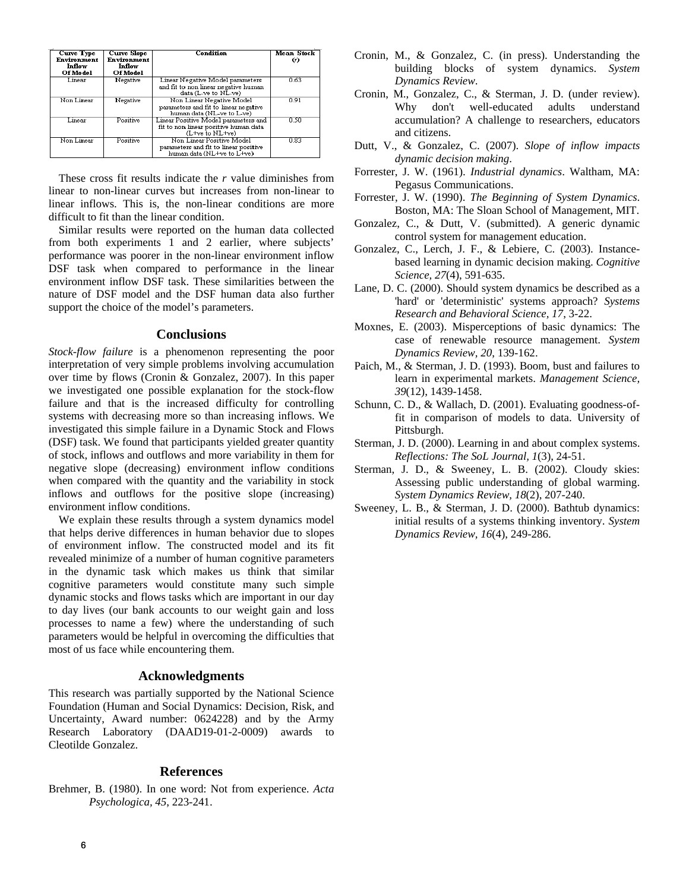| Curve Type Environment Inflow Of Model | Curve Slope Environment Inflow Of Model | Condition | Mean Stock (r) |
|---|---|---|---|
| Linear | Negative | Linear Negative Model parameters and fit to non linear negative human data (L-ve to NL-ve) | 0.63 |
| Non Linear | Negative | Non Linear Negative Model parameters and fit to linear negative human data (NL-ve to L-ve) | 0.91 |
| Linear | Positive | Linear Positive Model parameters and fit to non linear positive human data (L+ve to NL+ve) | 0.50 |
| Non Linear | Positive | Non Linear Positive Model parameters and fit to linear positive human data (NL+ve to L+ve) | 0.83 |

These cross fit results indicate the *r* value diminishes from linear to non-linear curves but increases from non-linear to linear inflows. This is, the non-linear conditions are more difficult to fit than the linear condition.

Similar results were reported on the human data collected from both experiments 1 and 2 earlier, where subjects' performance was poorer in the non-linear environment inflow DSF task when compared to performance in the linear environment inflow DSF task. These similarities between the nature of DSF model and the DSF human data also further support the choice of the model's parameters.

## Conclusions

*Stock-flow failure* is a phenomenon representing the poor interpretation of very simple problems involving accumulation over time by flows (Cronin & Gonzalez, 2007). In this paper we investigated one possible explanation for the stock-flow failure and that is the increased difficulty for controlling systems with decreasing more so than increasing inflows. We investigated this simple failure in a Dynamic Stock and Flows (DSF) task. We found that participants yielded greater quantity of stock, inflows and outflows and more variability in them for negative slope (decreasing) environment inflow conditions when compared with the quantity and the variability in stock inflows and outflows for the positive slope (increasing) environment inflow conditions.

We explain these results through a system dynamics model that helps derive differences in human behavior due to slopes of environment inflow. The constructed model and its fit revealed minimize of a number of human cognitive parameters in the dynamic task which makes us think that similar cognitive parameters would constitute many such simple dynamic stocks and flows tasks which are important in our day to day lives (our bank accounts to our weight gain and loss processes to name a few) where the understanding of such parameters would be helpful in overcoming the difficulties that most of us face while encountering them.

## Acknowledgments

This research was partially supported by the National Science Foundation (Human and Social Dynamics: Decision, Risk, and Uncertainty, Award number: 0624228) and by the Army Research Laboratory (DAAD19-01-2-0009) awards to Cleotilde Gonzalez.

## References

Brehmer, B. (1980). In one word: Not from experience. *Acta Psychologica, 45*, 223-241.

Cronin, M., & Gonzalez, C. (in press). Understanding the building blocks of system dynamics. *System Dynamics Review*.

Cronin, M., Gonzalez, C., & Sterman, J. D. (under review). Why don't well-educated adults understand accumulation? A challenge to researchers, educators and citizens.

Dutt, V., & Gonzalez, C. (2007). *Slope of inflow impacts dynamic decision making*.

Forrester, J. W. (1961). *Industrial dynamics*. Waltham, MA: Pegasus Communications.

Forrester, J. W. (1990). *The Beginning of System Dynamics*. Boston, MA: The Sloan School of Management, MIT.

Gonzalez, C., & Dutt, V. (submitted). A generic dynamic control system for management education.

Gonzalez, C., Lerch, J. F., & Lebiere, C. (2003). Instance-based learning in dynamic decision making. *Cognitive Science, 27*(4), 591-635.

Lane, D. C. (2000). Should system dynamics be described as a 'hard' or 'deterministic' systems approach? *Systems Research and Behavioral Science, 17*, 3-22.

Moxnes, E. (2003). Misperceptions of basic dynamics: The case of renewable resource management. *System Dynamics Review, 20*, 139-162.

Paich, M., & Sterman, J. D. (1993). Boom, bust and failures to learn in experimental markets. *Management Science, 39*(12), 1439-1458.

Schunn, C. D., & Wallach, D. (2001). Evaluating goodness-of-fit in comparison of models to data. University of Pittsburgh.

Sterman, J. D. (2000). Learning in and about complex systems. *Reflections: The SoL Journal, 1*(3), 24-51.

Sterman, J. D., & Sweeney, L. B. (2002). Cloudy skies: Assessing public understanding of global warming. *System Dynamics Review, 18*(2), 207-240.

Sweeney, L. B., & Sterman, J. D. (2000). Bathtub dynamics: initial results of a systems thinking inventory. *System Dynamics Review, 16*(4), 249-286.